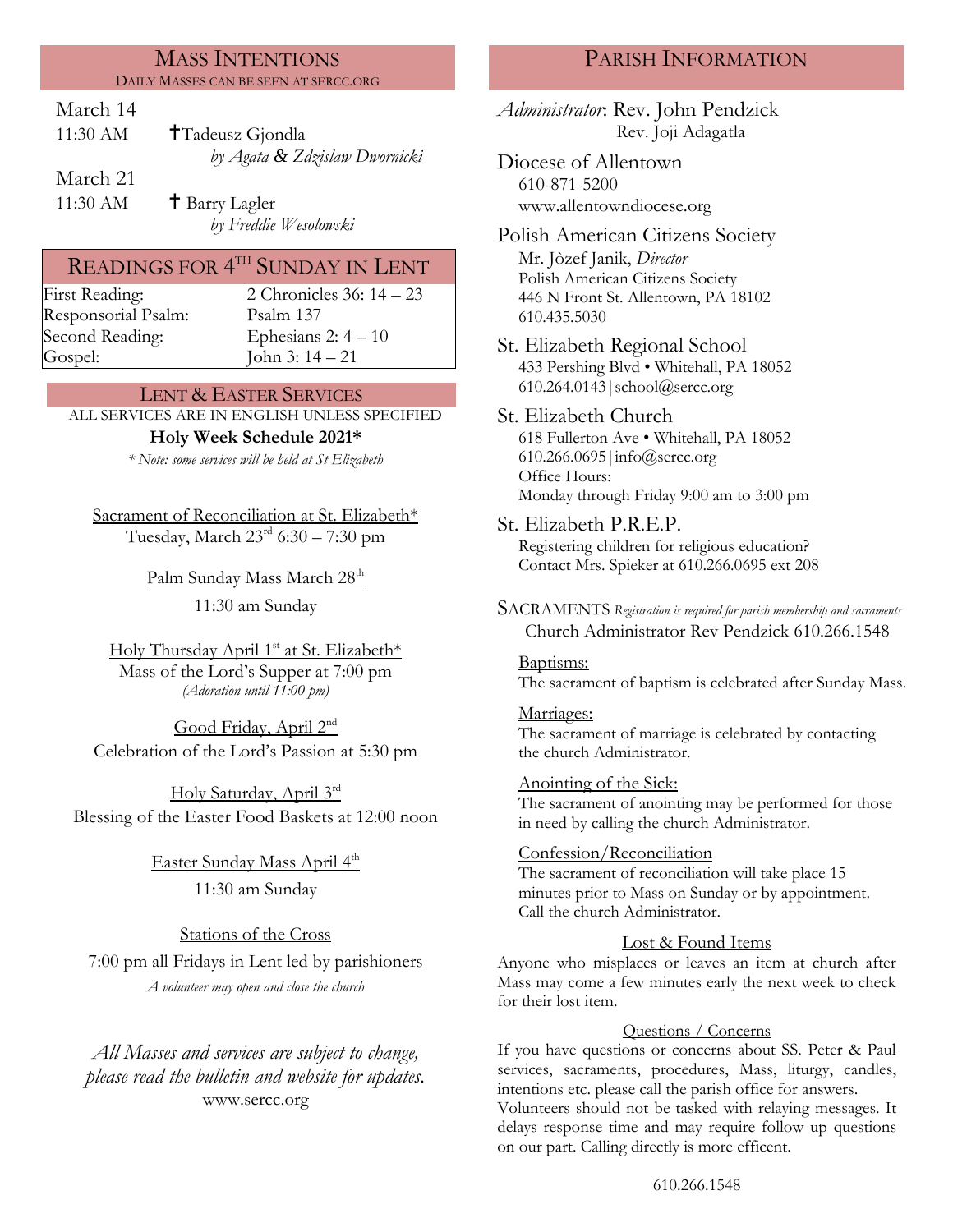## MASS INTENTIONS

DAILY MASSES CAN BE SEEN AT SERCC.ORG

March 14

11:30 AM ✝Tadeusz Gjondla
*by Agata & Zdzislaw Dwornicki*

March 21

11:30 AM ✝ Barry Lagler
*by Freddie Wesolowski*

## READINGS FOR 4TH SUNDAY IN LENT

| | |
|---|---|
| First Reading: | 2 Chronicles 36: 14 – 23 |
| Responsorial Psalm: | Psalm 137 |
| Second Reading: | Ephesians 2: 4 – 10 |
| Gospel: | John 3: 14 – 21 |

## LENT & EASTER SERVICES

ALL SERVICES ARE IN ENGLISH UNLESS SPECIFIED

**Holy Week Schedule 2021***

*\* Note: some services will be held at St Elizabeth*

Sacrament of Reconciliation at St. Elizabeth*
Tuesday, March 23rd 6:30 – 7:30 pm

Palm Sunday Mass March 28th
11:30 am Sunday

Holy Thursday April 1st at St. Elizabeth*
Mass of the Lord's Supper at 7:00 pm
*(Adoration until 11:00 pm)*

Good Friday, April 2nd
Celebration of the Lord's Passion at 5:30 pm

Holy Saturday, April 3rd
Blessing of the Easter Food Baskets at 12:00 noon

Easter Sunday Mass April 4th
11:30 am Sunday

Stations of the Cross
7:00 pm all Fridays in Lent led by parishioners
*A volunteer may open and close the church*

*All Masses and services are subject to change, please read the bulletin and website for updates.*
www.sercc.org

## PARISH INFORMATION

*Administrator*: Rev. John Pendzick
Rev. Joji Adagatla

Diocese of Allentown
610-871-5200
www.allentowndiocese.org

Polish American Citizens Society
Mr. Jòzef Janik, *Director*
Polish American Citizens Society
446 N Front St. Allentown, PA 18102
610.435.5030

St. Elizabeth Regional School
433 Pershing Blvd • Whitehall, PA 18052
610.264.0143 | school@sercc.org

St. Elizabeth Church
618 Fullerton Ave • Whitehall, PA 18052
610.266.0695 | info@sercc.org
Office Hours:
Monday through Friday 9:00 am to 3:00 pm

St. Elizabeth P.R.E.P.
Registering children for religious education?
Contact Mrs. Spieker at 610.266.0695 ext 208

SACRAMENTS *Registration is required for parish membership and sacraments*
Church Administrator Rev Pendzick 610.266.1548

Baptisms:
The sacrament of baptism is celebrated after Sunday Mass.

Marriages:
The sacrament of marriage is celebrated by contacting the church Administrator.

Anointing of the Sick:
The sacrament of anointing may be performed for those in need by calling the church Administrator.

Confession/Reconciliation
The sacrament of reconciliation will take place 15 minutes prior to Mass on Sunday or by appointment. Call the church Administrator.

Lost & Found Items
Anyone who misplaces or leaves an item at church after Mass may come a few minutes early the next week to check for their lost item.

Questions / Concerns
If you have questions or concerns about SS. Peter & Paul services, sacraments, procedures, Mass, liturgy, candles, intentions etc. please call the parish office for answers. Volunteers should not be tasked with relaying messages. It delays response time and may require follow up questions on our part. Calling directly is more efficent.

610.266.1548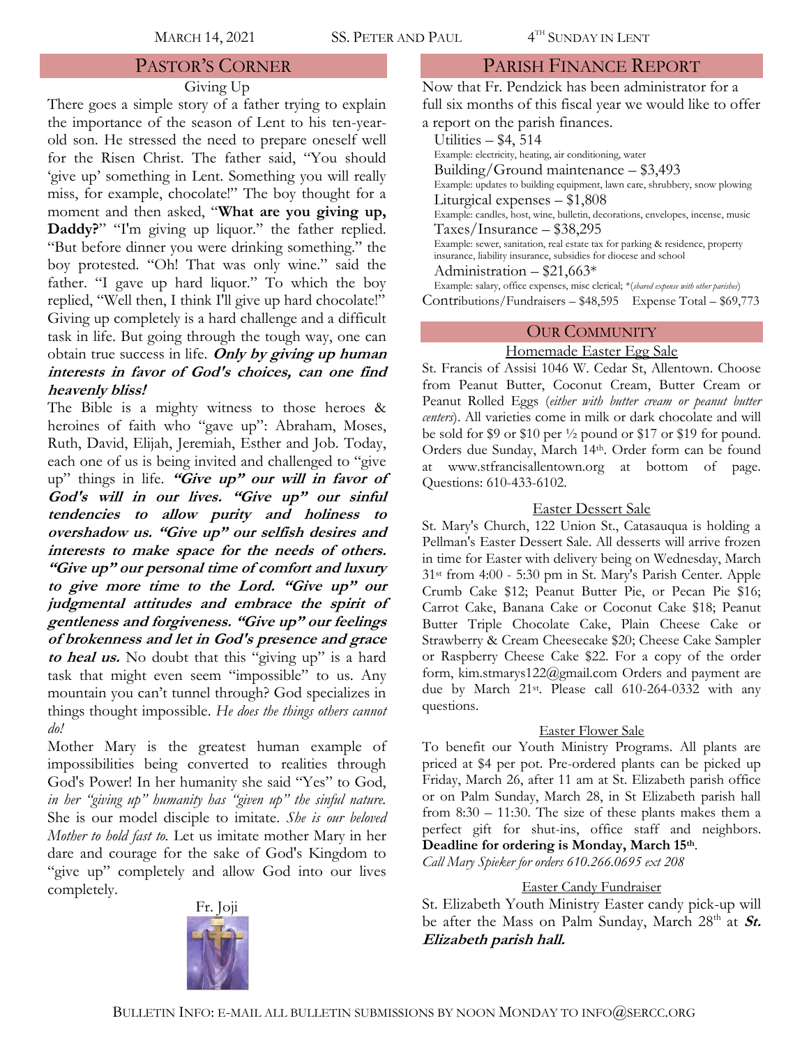## PASTOR'S CORNER

### Giving Up

There goes a simple story of a father trying to explain the importance of the season of Lent to his ten-year-old son. He stressed the need to prepare oneself well for the Risen Christ. The father said, "You should 'give up' something in Lent. Something you will really miss, for example, chocolate!" The boy thought for a moment and then asked, "**What are you giving up, Daddy?**" "I'm giving up liquor." the father replied. "But before dinner you were drinking something." the boy protested. "Oh! That was only wine." said the father. "I gave up hard liquor." To which the boy replied, "Well then, I think I'll give up hard chocolate!" Giving up completely is a hard challenge and a difficult task in life. But going through the tough way, one can obtain true success in life. ***Only by giving up human interests in favor of God's choices, can one find heavenly bliss!***

The Bible is a mighty witness to those heroes & heroines of faith who "gave up": Abraham, Moses, Ruth, David, Elijah, Jeremiah, Esther and Job. Today, each one of us is being invited and challenged to "give up" things in life. ***"Give up" our will in favor of God's will in our lives. "Give up" our sinful tendencies to allow purity and holiness to overshadow us. "Give up" our selfish desires and interests to make space for the needs of others. "Give up" our personal time of comfort and luxury to give more time to the Lord. "Give up" our judgmental attitudes and embrace the spirit of gentleness and forgiveness. "Give up" our feelings of brokenness and let in God's presence and grace to heal us.*** No doubt that this "giving up" is a hard task that might even seem "impossible" to us. Any mountain you can't tunnel through? God specializes in things thought impossible. *He does the things others cannot do!*

Mother Mary is the greatest human example of impossibilities being converted to realities through God's Power! In her humanity she said "Yes" to God, *in her "giving up" humanity has "given up" the sinful nature.* She is our model disciple to imitate. *She is our beloved Mother to hold fast to.* Let us imitate mother Mary in her dare and courage for the sake of God's Kingdom to "give up" completely and allow God into our lives completely.

Fr. Joji

## PARISH FINANCE REPORT

Now that Fr. Pendzick has been administrator for a full six months of this fiscal year we would like to offer a report on the parish finances.

Utilities – $4, 514
Example: electricity, heating, air conditioning, water

Building/Ground maintenance – $3,493
Example: updates to building equipment, lawn care, shrubbery, snow plowing

Liturgical expenses – $1,808
Example: candles, host, wine, bulletin, decorations, envelopes, incense, music

Taxes/Insurance – $38,295
Example: sewer, sanitation, real estate tax for parking & residence, property insurance, liability insurance, subsidies for diocese and school

Administration – $21,663*
Example: salary, office expenses, misc clerical; *(*shared expense with other parishes*)

Contributions/Fundraisers – $48,595 Expense Total – $69,773

## OUR COMMUNITY

### Homemade Easter Egg Sale

St. Francis of Assisi 1046 W. Cedar St, Allentown. Choose from Peanut Butter, Coconut Cream, Butter Cream or Peanut Rolled Eggs (*either with butter cream or peanut butter centers*). All varieties come in milk or dark chocolate and will be sold for $9 or $10 per ½ pound or $17 or $19 for pound. Orders due Sunday, March 14th. Order form can be found at www.stfrancisallentown.org at bottom of page. Questions: 610-433-6102.

### Easter Dessert Sale

St. Mary's Church, 122 Union St., Catasauqua is holding a Pellman's Easter Dessert Sale. All desserts will arrive frozen in time for Easter with delivery being on Wednesday, March 31st from 4:00 - 5:30 pm in St. Mary's Parish Center. Apple Crumb Cake $12; Peanut Butter Pie, or Pecan Pie $16; Carrot Cake, Banana Cake or Coconut Cake $18; Peanut Butter Triple Chocolate Cake, Plain Cheese Cake or Strawberry & Cream Cheesecake $20; Cheese Cake Sampler or Raspberry Cheese Cake $22. For a copy of the order form, kim.stmarys122@gmail.com Orders and payment are due by March 21st. Please call 610-264-0332 with any questions.

### Easter Flower Sale

To benefit our Youth Ministry Programs. All plants are priced at $4 per pot. Pre-ordered plants can be picked up Friday, March 26, after 11 am at St. Elizabeth parish office or on Palm Sunday, March 28, in St Elizabeth parish hall from 8:30 – 11:30. The size of these plants makes them a perfect gift for shut-ins, office staff and neighbors. **Deadline for ordering is Monday, March 15th**.
*Call Mary Spieker for orders 610.266.0695 ext 208*

### Easter Candy Fundraiser

St. Elizabeth Youth Ministry Easter candy pick-up will be after the Mass on Palm Sunday, March 28th at ***St. Elizabeth parish hall.***

BULLETIN INFO: E-MAIL ALL BULLETIN SUBMISSIONS BY NOON MONDAY TO INFO@SERCC.ORG